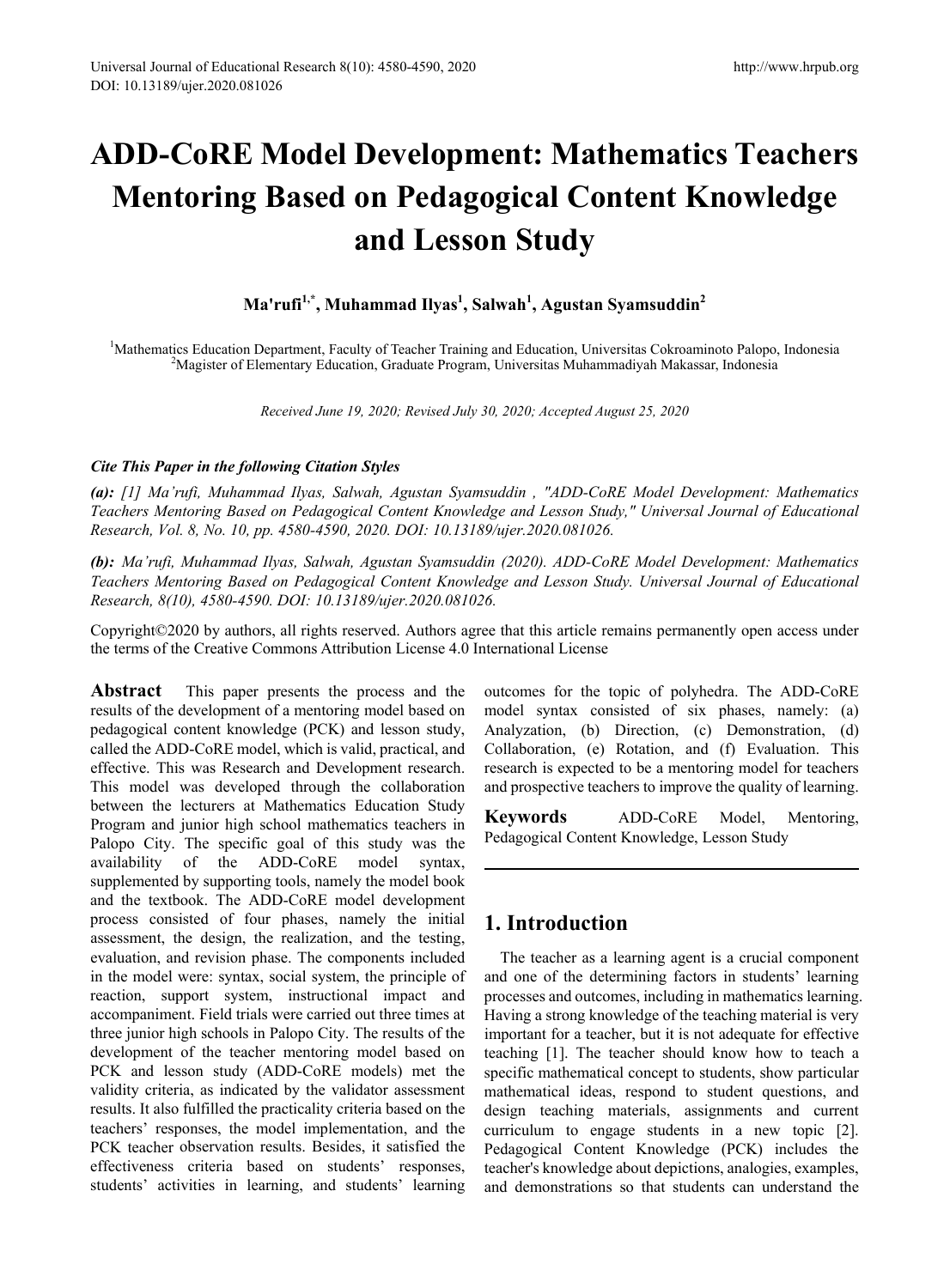# ADD-CoRE Model Development: Mathematics Teachers Mentoring Based on Pedagogical Content Knowledge and Lesson Study

**Ma'rufi[1,*], Muhammad Ilyas[1], Salwah[1], Agustan Syamsuddin[2]**

[1]Mathematics Education Department, Faculty of Teacher Training and Education, Universitas Cokroaminoto Palopo, Indonesia
[2]Magister of Elementary Education, Graduate Program, Universitas Muhammadiyah Makassar, Indonesia

*Received June 19, 2020; Revised July 30, 2020; Accepted August 25, 2020*

***Cite This Paper in the following Citation Styles***

***(a):*** *[1] Ma'rufi, Muhammad Ilyas, Salwah, Agustan Syamsuddin , "ADD-CoRE Model Development: Mathematics Teachers Mentoring Based on Pedagogical Content Knowledge and Lesson Study," Universal Journal of Educational Research, Vol. 8, No. 10, pp. 4580-4590, 2020. DOI: 10.13189/ujer.2020.081026.*

***(b):*** *Ma'rufi, Muhammad Ilyas, Salwah, Agustan Syamsuddin (2020). ADD-CoRE Model Development: Mathematics Teachers Mentoring Based on Pedagogical Content Knowledge and Lesson Study. Universal Journal of Educational Research, 8(10), 4580-4590. DOI: 10.13189/ujer.2020.081026.*

Copyright©2020 by authors, all rights reserved. Authors agree that this article remains permanently open access under the terms of the Creative Commons Attribution License 4.0 International License

**Abstract** This paper presents the process and the results of the development of a mentoring model based on pedagogical content knowledge (PCK) and lesson study, called the ADD-CoRE model, which is valid, practical, and effective. This was Research and Development research. This model was developed through the collaboration between the lecturers at Mathematics Education Study Program and junior high school mathematics teachers in Palopo City. The specific goal of this study was the availability of the ADD-CoRE model syntax, supplemented by supporting tools, namely the model book and the textbook. The ADD-CoRE model development process consisted of four phases, namely the initial assessment, the design, the realization, and the testing, evaluation, and revision phase. The components included in the model were: syntax, social system, the principle of reaction, support system, instructional impact and accompaniment. Field trials were carried out three times at three junior high schools in Palopo City. The results of the development of the teacher mentoring model based on PCK and lesson study (ADD-CoRE models) met the validity criteria, as indicated by the validator assessment results. It also fulfilled the practicality criteria based on the teachers' responses, the model implementation, and the PCK teacher observation results. Besides, it satisfied the effectiveness criteria based on students' responses, students' activities in learning, and students' learning outcomes for the topic of polyhedra. The ADD-CoRE model syntax consisted of six phases, namely: (a) Analyzation, (b) Direction, (c) Demonstration, (d) Collaboration, (e) Rotation, and (f) Evaluation. This research is expected to be a mentoring model for teachers and prospective teachers to improve the quality of learning.

**Keywords** ADD-CoRE Model, Mentoring, Pedagogical Content Knowledge, Lesson Study

## 1. Introduction

The teacher as a learning agent is a crucial component and one of the determining factors in students' learning processes and outcomes, including in mathematics learning. Having a strong knowledge of the teaching material is very important for a teacher, but it is not adequate for effective teaching [1]. The teacher should know how to teach a specific mathematical concept to students, show particular mathematical ideas, respond to student questions, and design teaching materials, assignments and current curriculum to engage students in a new topic [2]. Pedagogical Content Knowledge (PCK) includes the teacher's knowledge about depictions, analogies, examples, and demonstrations so that students can understand the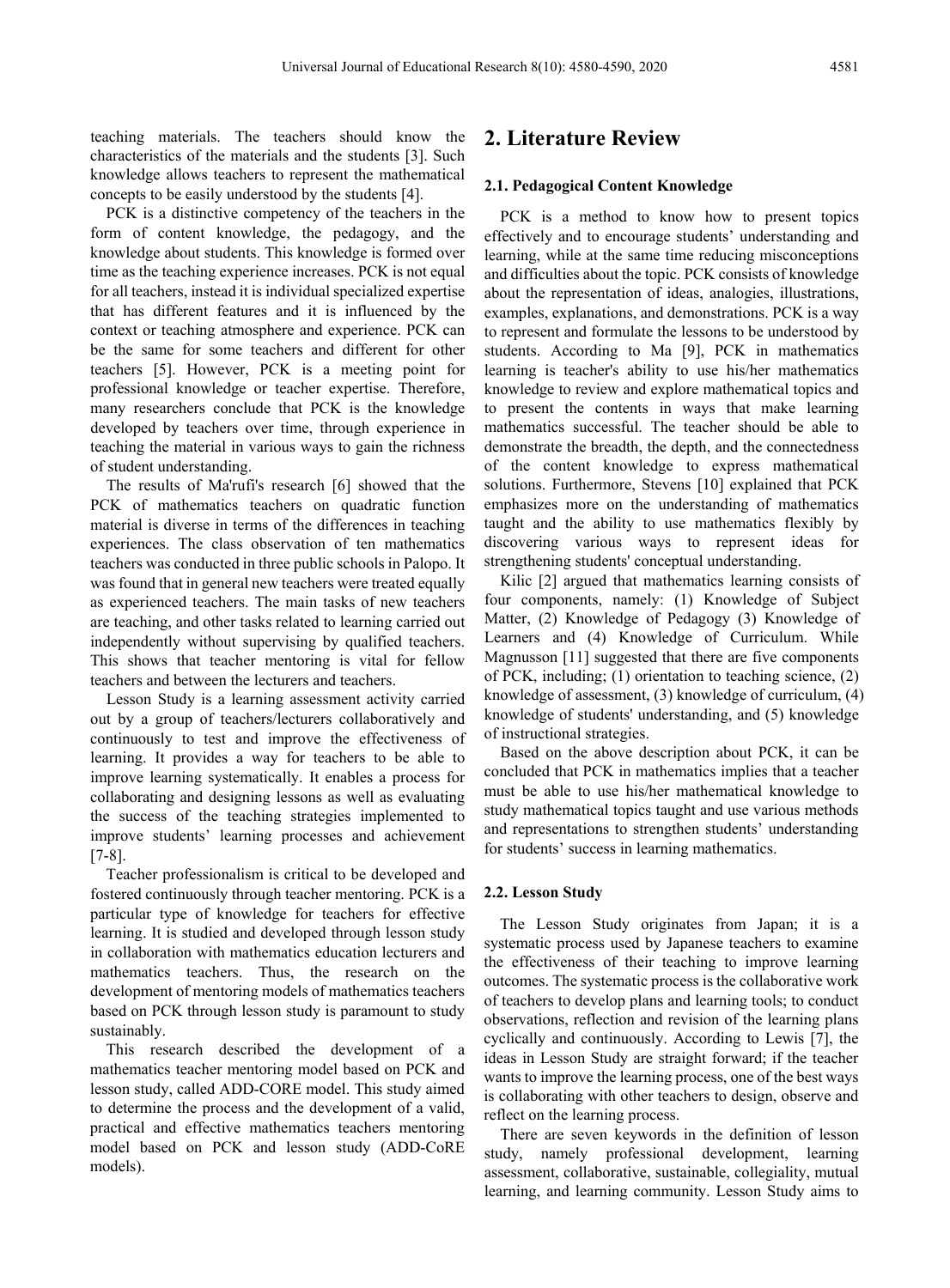teaching materials. The teachers should know the characteristics of the materials and the students [3]. Such knowledge allows teachers to represent the mathematical concepts to be easily understood by the students [4].

PCK is a distinctive competency of the teachers in the form of content knowledge, the pedagogy, and the knowledge about students. This knowledge is formed over time as the teaching experience increases. PCK is not equal for all teachers, instead it is individual specialized expertise that has different features and it is influenced by the context or teaching atmosphere and experience. PCK can be the same for some teachers and different for other teachers [5]. However, PCK is a meeting point for professional knowledge or teacher expertise. Therefore, many researchers conclude that PCK is the knowledge developed by teachers over time, through experience in teaching the material in various ways to gain the richness of student understanding.

The results of Ma'rufi's research [6] showed that the PCK of mathematics teachers on quadratic function material is diverse in terms of the differences in teaching experiences. The class observation of ten mathematics teachers was conducted in three public schools in Palopo. It was found that in general new teachers were treated equally as experienced teachers. The main tasks of new teachers are teaching, and other tasks related to learning carried out independently without supervising by qualified teachers. This shows that teacher mentoring is vital for fellow teachers and between the lecturers and teachers.

Lesson Study is a learning assessment activity carried out by a group of teachers/lecturers collaboratively and continuously to test and improve the effectiveness of learning. It provides a way for teachers to be able to improve learning systematically. It enables a process for collaborating and designing lessons as well as evaluating the success of the teaching strategies implemented to improve students' learning processes and achievement [7-8].

Teacher professionalism is critical to be developed and fostered continuously through teacher mentoring. PCK is a particular type of knowledge for teachers for effective learning. It is studied and developed through lesson study in collaboration with mathematics education lecturers and mathematics teachers. Thus, the research on the development of mentoring models of mathematics teachers based on PCK through lesson study is paramount to study sustainably.

This research described the development of a mathematics teacher mentoring model based on PCK and lesson study, called ADD-CORE model. This study aimed to determine the process and the development of a valid, practical and effective mathematics teachers mentoring model based on PCK and lesson study (ADD-CoRE models).

## 2. Literature Review

### 2.1. Pedagogical Content Knowledge

PCK is a method to know how to present topics effectively and to encourage students' understanding and learning, while at the same time reducing misconceptions and difficulties about the topic. PCK consists of knowledge about the representation of ideas, analogies, illustrations, examples, explanations, and demonstrations. PCK is a way to represent and formulate the lessons to be understood by students. According to Ma [9], PCK in mathematics learning is teacher's ability to use his/her mathematics knowledge to review and explore mathematical topics and to present the contents in ways that make learning mathematics successful. The teacher should be able to demonstrate the breadth, the depth, and the connectedness of the content knowledge to express mathematical solutions. Furthermore, Stevens [10] explained that PCK emphasizes more on the understanding of mathematics taught and the ability to use mathematics flexibly by discovering various ways to represent ideas for strengthening students' conceptual understanding.

Kilic [2] argued that mathematics learning consists of four components, namely: (1) Knowledge of Subject Matter, (2) Knowledge of Pedagogy (3) Knowledge of Learners and (4) Knowledge of Curriculum. While Magnusson [11] suggested that there are five components of PCK, including; (1) orientation to teaching science, (2) knowledge of assessment, (3) knowledge of curriculum, (4) knowledge of students' understanding, and (5) knowledge of instructional strategies.

Based on the above description about PCK, it can be concluded that PCK in mathematics implies that a teacher must be able to use his/her mathematical knowledge to study mathematical topics taught and use various methods and representations to strengthen students' understanding for students' success in learning mathematics.

### 2.2. Lesson Study

The Lesson Study originates from Japan; it is a systematic process used by Japanese teachers to examine the effectiveness of their teaching to improve learning outcomes. The systematic process is the collaborative work of teachers to develop plans and learning tools; to conduct observations, reflection and revision of the learning plans cyclically and continuously. According to Lewis [7], the ideas in Lesson Study are straight forward; if the teacher wants to improve the learning process, one of the best ways is collaborating with other teachers to design, observe and reflect on the learning process.

There are seven keywords in the definition of lesson study, namely professional development, learning assessment, collaborative, sustainable, collegiality, mutual learning, and learning community. Lesson Study aims to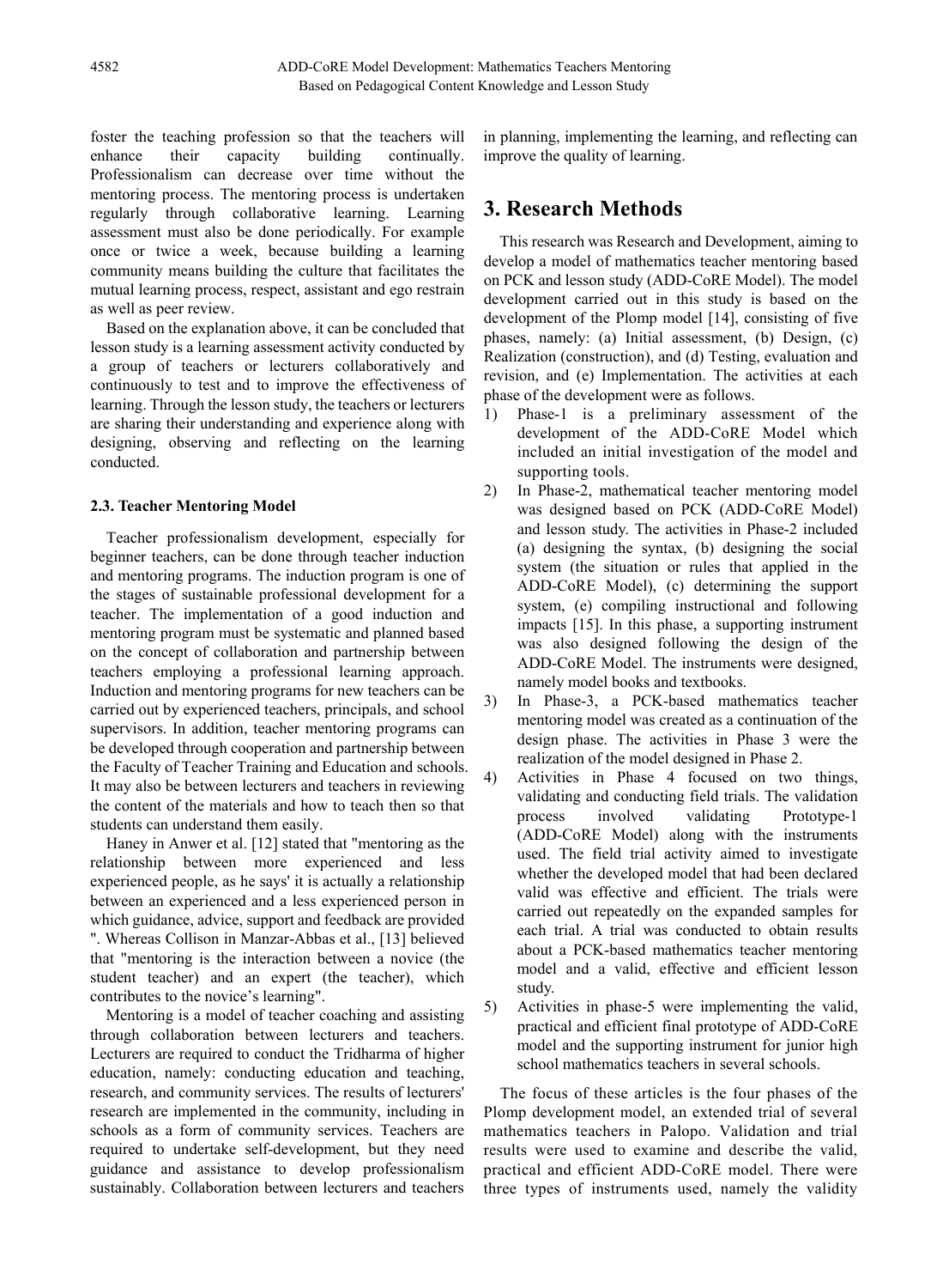foster the teaching profession so that the teachers will enhance their capacity building continually. Professionalism can decrease over time without the mentoring process. The mentoring process is undertaken regularly through collaborative learning. Learning assessment must also be done periodically. For example once or twice a week, because building a learning community means building the culture that facilitates the mutual learning process, respect, assistant and ego restrain as well as peer review.

Based on the explanation above, it can be concluded that lesson study is a learning assessment activity conducted by a group of teachers or lecturers collaboratively and continuously to test and to improve the effectiveness of learning. Through the lesson study, the teachers or lecturers are sharing their understanding and experience along with designing, observing and reflecting on the learning conducted.

### 2.3. Teacher Mentoring Model

Teacher professionalism development, especially for beginner teachers, can be done through teacher induction and mentoring programs. The induction program is one of the stages of sustainable professional development for a teacher. The implementation of a good induction and mentoring program must be systematic and planned based on the concept of collaboration and partnership between teachers employing a professional learning approach. Induction and mentoring programs for new teachers can be carried out by experienced teachers, principals, and school supervisors. In addition, teacher mentoring programs can be developed through cooperation and partnership between the Faculty of Teacher Training and Education and schools. It may also be between lecturers and teachers in reviewing the content of the materials and how to teach then so that students can understand them easily.

Haney in Anwer et al. [12] stated that "mentoring as the relationship between more experienced and less experienced people, as he says' it is actually a relationship between an experienced and a less experienced person in which guidance, advice, support and feedback are provided ". Whereas Collison in Manzar-Abbas et al., [13] believed that "mentoring is the interaction between a novice (the student teacher) and an expert (the teacher), which contributes to the novice's learning".

Mentoring is a model of teacher coaching and assisting through collaboration between lecturers and teachers. Lecturers are required to conduct the Tridharma of higher education, namely: conducting education and teaching, research, and community services. The results of lecturers' research are implemented in the community, including in schools as a form of community services. Teachers are required to undertake self-development, but they need guidance and assistance to develop professionalism sustainably. Collaboration between lecturers and teachers in planning, implementing the learning, and reflecting can improve the quality of learning.

## 3. Research Methods

This research was Research and Development, aiming to develop a model of mathematics teacher mentoring based on PCK and lesson study (ADD-CoRE Model). The model development carried out in this study is based on the development of the Plomp model [14], consisting of five phases, namely: (a) Initial assessment, (b) Design, (c) Realization (construction), and (d) Testing, evaluation and revision, and (e) Implementation. The activities at each phase of the development were as follows.

1) Phase-1 is a preliminary assessment of the development of the ADD-CoRE Model which included an initial investigation of the model and supporting tools.
2) In Phase-2, mathematical teacher mentoring model was designed based on PCK (ADD-CoRE Model) and lesson study. The activities in Phase-2 included (a) designing the syntax, (b) designing the social system (the situation or rules that applied in the ADD-CoRE Model), (c) determining the support system, (e) compiling instructional and following impacts [15]. In this phase, a supporting instrument was also designed following the design of the ADD-CoRE Model. The instruments were designed, namely model books and textbooks.
3) In Phase-3, a PCK-based mathematics teacher mentoring model was created as a continuation of the design phase. The activities in Phase 3 were the realization of the model designed in Phase 2.
4) Activities in Phase 4 focused on two things, validating and conducting field trials. The validation process involved validating Prototype-1 (ADD-CoRE Model) along with the instruments used. The field trial activity aimed to investigate whether the developed model that had been declared valid was effective and efficient. The trials were carried out repeatedly on the expanded samples for each trial. A trial was conducted to obtain results about a PCK-based mathematics teacher mentoring model and a valid, effective and efficient lesson study.
5) Activities in phase-5 were implementing the valid, practical and efficient final prototype of ADD-CoRE model and the supporting instrument for junior high school mathematics teachers in several schools.

The focus of these articles is the four phases of the Plomp development model, an extended trial of several mathematics teachers in Palopo. Validation and trial results were used to examine and describe the valid, practical and efficient ADD-CoRE model. There were three types of instruments used, namely the validity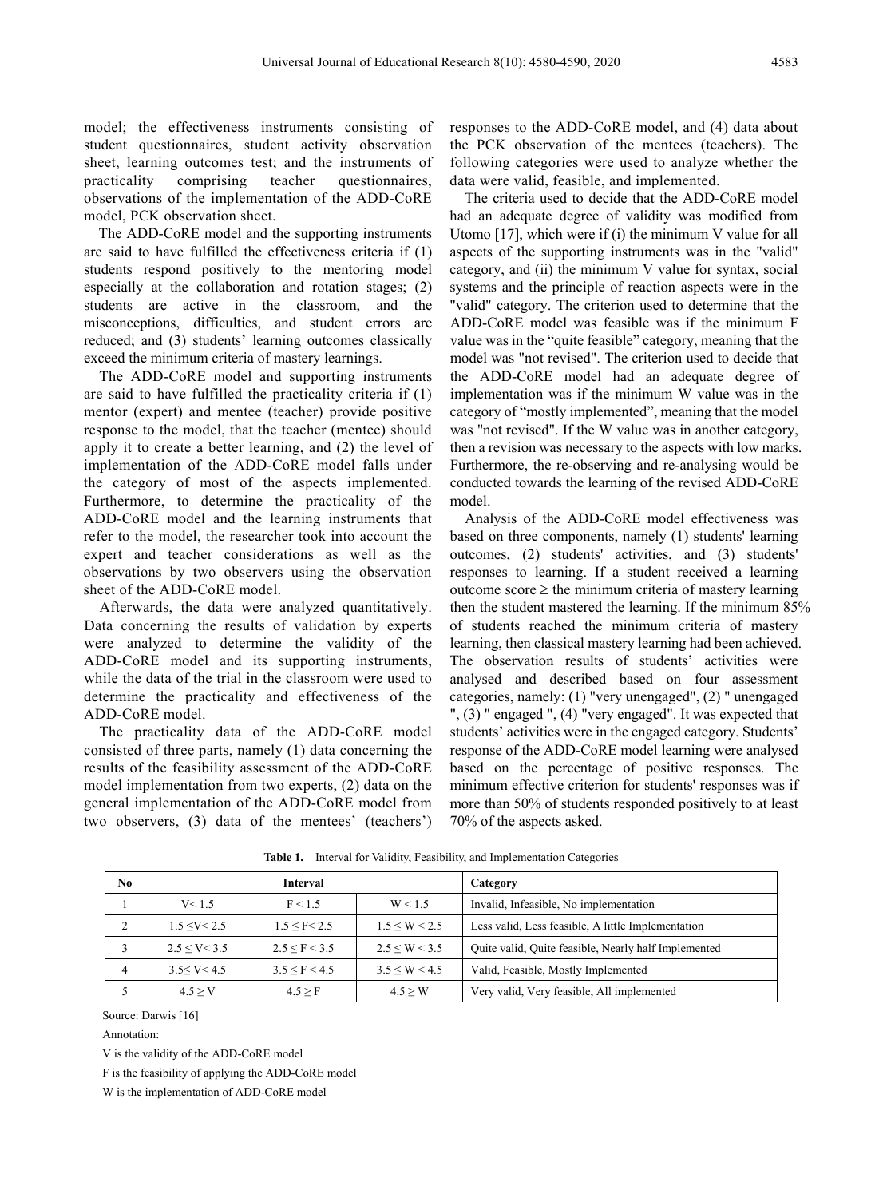model; the effectiveness instruments consisting of student questionnaires, student activity observation sheet, learning outcomes test; and the instruments of practicality comprising teacher questionnaires, observations of the implementation of the ADD-CoRE model, PCK observation sheet.

The ADD-CoRE model and the supporting instruments are said to have fulfilled the effectiveness criteria if (1) students respond positively to the mentoring model especially at the collaboration and rotation stages; (2) students are active in the classroom, and the misconceptions, difficulties, and student errors are reduced; and (3) students' learning outcomes classically exceed the minimum criteria of mastery learnings.

The ADD-CoRE model and supporting instruments are said to have fulfilled the practicality criteria if (1) mentor (expert) and mentee (teacher) provide positive response to the model, that the teacher (mentee) should apply it to create a better learning, and (2) the level of implementation of the ADD-CoRE model falls under the category of most of the aspects implemented. Furthermore, to determine the practicality of the ADD-CoRE model and the learning instruments that refer to the model, the researcher took into account the expert and teacher considerations as well as the observations by two observers using the observation sheet of the ADD-CoRE model.

Afterwards, the data were analyzed quantitatively. Data concerning the results of validation by experts were analyzed to determine the validity of the ADD-CoRE model and its supporting instruments, while the data of the trial in the classroom were used to determine the practicality and effectiveness of the ADD-CoRE model.

The practicality data of the ADD-CoRE model consisted of three parts, namely (1) data concerning the results of the feasibility assessment of the ADD-CoRE model implementation from two experts, (2) data on the general implementation of the ADD-CoRE model from two observers, (3) data of the mentees' (teachers') responses to the ADD-CoRE model, and (4) data about the PCK observation of the mentees (teachers). The following categories were used to analyze whether the data were valid, feasible, and implemented.

The criteria used to decide that the ADD-CoRE model had an adequate degree of validity was modified from Utomo [17], which were if (i) the minimum V value for all aspects of the supporting instruments was in the "valid" category, and (ii) the minimum V value for syntax, social systems and the principle of reaction aspects were in the "valid" category. The criterion used to determine that the ADD-CoRE model was feasible was if the minimum F value was in the "quite feasible" category, meaning that the model was "not revised". The criterion used to decide that the ADD-CoRE model had an adequate degree of implementation was if the minimum W value was in the category of "mostly implemented", meaning that the model was "not revised". If the W value was in another category, then a revision was necessary to the aspects with low marks. Furthermore, the re-observing and re-analysing would be conducted towards the learning of the revised ADD-CoRE model.

Analysis of the ADD-CoRE model effectiveness was based on three components, namely (1) students' learning outcomes, (2) students' activities, and (3) students' responses to learning. If a student received a learning outcome score ≥ the minimum criteria of mastery learning then the student mastered the learning. If the minimum 85% of students reached the minimum criteria of mastery learning, then classical mastery learning had been achieved. The observation results of students' activities were analysed and described based on four assessment categories, namely: (1) "very unengaged", (2) " unengaged ", (3) " engaged ", (4) "very engaged". It was expected that students' activities were in the engaged category. Students' response of the ADD-CoRE model learning were analysed based on the percentage of positive responses. The minimum effective criterion for students' responses was if more than 50% of students responded positively to at least 70% of the aspects asked.

**Table 1.** Interval for Validity, Feasibility, and Implementation Categories

| No | Interval | | | Category |
|---|---|---|---|---|
| 1 | $V < 1.5$ | $F < 1.5$ | $W < 1.5$ | Invalid, Infeasible, No implementation |
| 2 | $1.5 \leq V < 2.5$ | $1.5 \leq F < 2.5$ | $1.5 \leq W < 2.5$ | Less valid, Less feasible, A little Implementation |
| 3 | $2.5 \leq V < 3.5$ | $2.5 \leq F < 3.5$ | $2.5 \leq W < 3.5$ | Quite valid, Quite feasible, Nearly half Implemented |
| 4 | $3.5 \leq V < 4.5$ | $3.5 \leq F < 4.5$ | $3.5 \leq W < 4.5$ | Valid, Feasible, Mostly Implemented |
| 5 | $4.5 \geq V$ | $4.5 \geq F$ | $4.5 \geq W$ | Very valid, Very feasible, All implemented |

Source: Darwis [16]

Annotation:

V is the validity of the ADD-CoRE model

F is the feasibility of applying the ADD-CoRE model

W is the implementation of ADD-CoRE model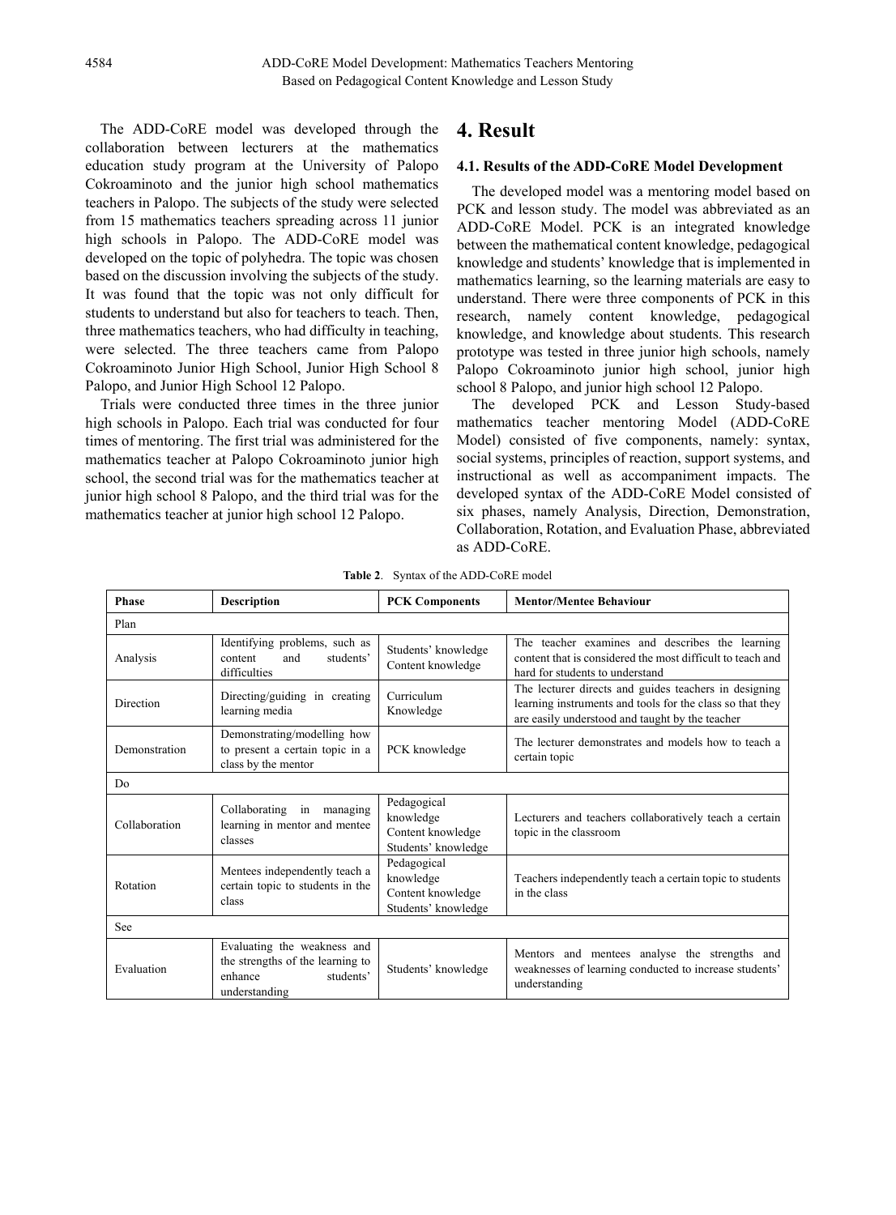The ADD-CoRE model was developed through the collaboration between lecturers at the mathematics education study program at the University of Palopo Cokroaminoto and the junior high school mathematics teachers in Palopo. The subjects of the study were selected from 15 mathematics teachers spreading across 11 junior high schools in Palopo. The ADD-CoRE model was developed on the topic of polyhedra. The topic was chosen based on the discussion involving the subjects of the study. It was found that the topic was not only difficult for students to understand but also for teachers to teach. Then, three mathematics teachers, who had difficulty in teaching, were selected. The three teachers came from Palopo Cokroaminoto Junior High School, Junior High School 8 Palopo, and Junior High School 12 Palopo.

Trials were conducted three times in the three junior high schools in Palopo. Each trial was conducted for four times of mentoring. The first trial was administered for the mathematics teacher at Palopo Cokroaminoto junior high school, the second trial was for the mathematics teacher at junior high school 8 Palopo, and the third trial was for the mathematics teacher at junior high school 12 Palopo.

# 4. Result

## 4.1. Results of the ADD-CoRE Model Development

The developed model was a mentoring model based on PCK and lesson study. The model was abbreviated as an ADD-CoRE Model. PCK is an integrated knowledge between the mathematical content knowledge, pedagogical knowledge and students' knowledge that is implemented in mathematics learning, so the learning materials are easy to understand. There were three components of PCK in this research, namely content knowledge, pedagogical knowledge, and knowledge about students. This research prototype was tested in three junior high schools, namely Palopo Cokroaminoto junior high school, junior high school 8 Palopo, and junior high school 12 Palopo.

The developed PCK and Lesson Study-based mathematics teacher mentoring Model (ADD-CoRE Model) consisted of five components, namely: syntax, social systems, principles of reaction, support systems, and instructional as well as accompaniment impacts. The developed syntax of the ADD-CoRE Model consisted of six phases, namely Analysis, Direction, Demonstration, Collaboration, Rotation, and Evaluation Phase, abbreviated as ADD-CoRE.

**Table 2**. Syntax of the ADD-CoRE model

| Phase | Description | PCK Components | Mentor/Mentee Behaviour |
|---|---|---|---|
| Plan | | | |
| Analysis | Identifying problems, such as content and students' difficulties | Students' knowledge<br>Content knowledge | The teacher examines and describes the learning content that is considered the most difficult to teach and hard for students to understand |
| Direction | Directing/guiding in creating learning media | Curriculum Knowledge | The lecturer directs and guides teachers in designing learning instruments and tools for the class so that they are easily understood and taught by the teacher |
| Demonstration | Demonstrating/modelling how to present a certain topic in a class by the mentor | PCK knowledge | The lecturer demonstrates and models how to teach a certain topic |
| Do | | | |
| Collaboration | Collaborating in managing learning in mentor and mentee classes | Pedagogical knowledge<br>Content knowledge<br>Students' knowledge | Lecturers and teachers collaboratively teach a certain topic in the classroom |
| Rotation | Mentees independently teach a certain topic to students in the class | Pedagogical knowledge<br>Content knowledge<br>Students' knowledge | Teachers independently teach a certain topic to students in the class |
| See | | | |
| Evaluation | Evaluating the weakness and the strengths of the learning to enhance students' understanding | Students' knowledge | Mentors and mentees analyse the strengths and weaknesses of learning conducted to increase students' understanding |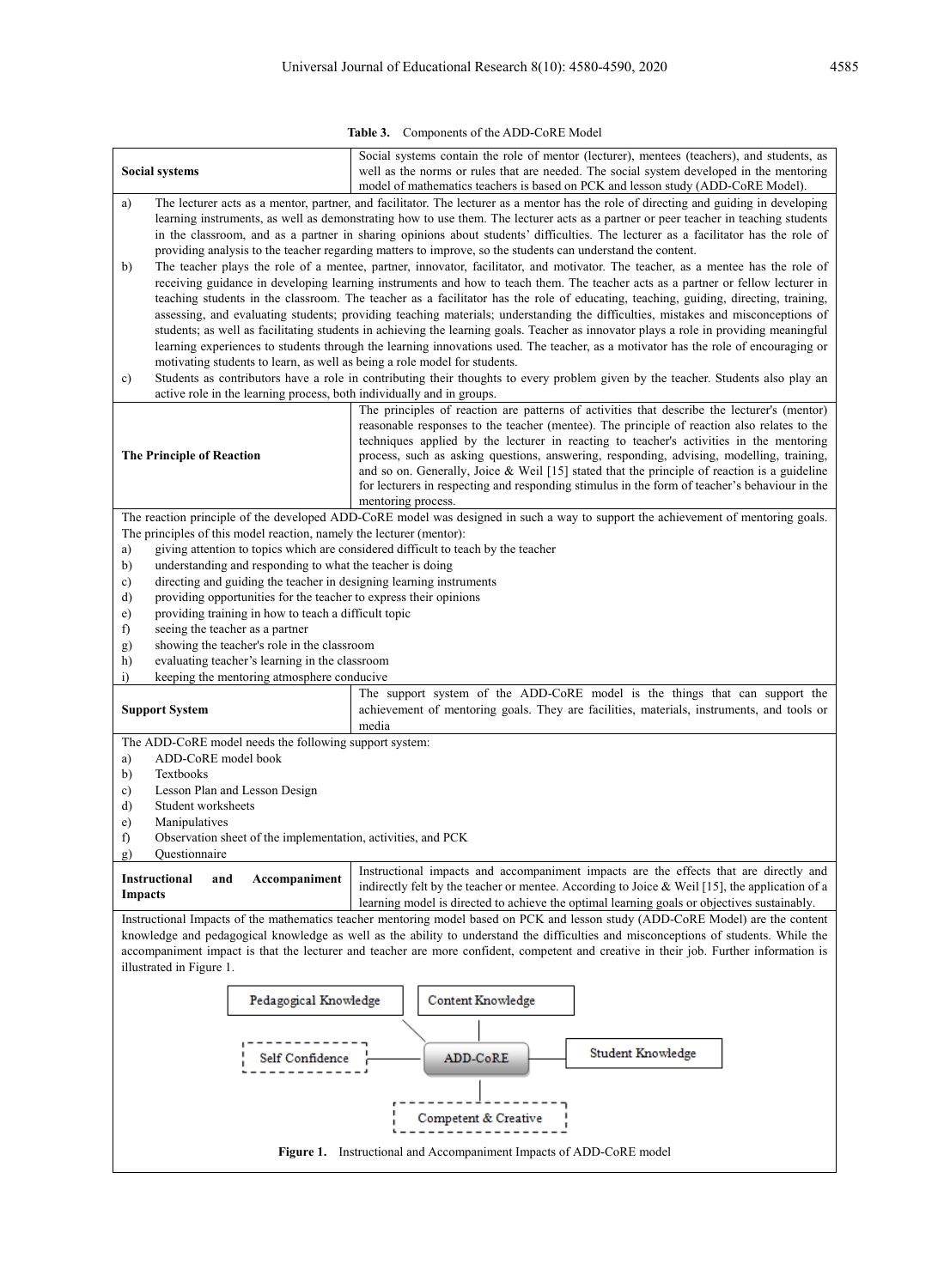Table 3. Components of the ADD-CoRE Model

| **Social systems** | Social systems contain the role of mentor (lecturer), mentees (teachers), and students, as well as the norms or rules that are needed. The social system developed in the mentoring model of mathematics teachers is based on PCK and lesson study (ADD-CoRE Model). |
|---|---|

a) The lecturer acts as a mentor, partner, and facilitator. The lecturer as a mentor has the role of directing and guiding in developing learning instruments, as well as demonstrating how to use them. The lecturer acts as a partner or peer teacher in teaching students in the classroom, and as a partner in sharing opinions about students' difficulties. The lecturer as a facilitator has the role of providing analysis to the teacher regarding matters to improve, so the students can understand the content.

b) The teacher plays the role of a mentee, partner, innovator, facilitator, and motivator. The teacher, as a mentee has the role of receiving guidance in developing learning instruments and how to teach them. The teacher acts as a partner or fellow lecturer in teaching students in the classroom. The teacher as a facilitator has the role of educating, teaching, guiding, directing, training, assessing, and evaluating students; providing teaching materials; understanding the difficulties, mistakes and misconceptions of students; as well as facilitating students in achieving the learning goals. Teacher as innovator plays a role in providing meaningful learning experiences to students through the learning innovations used. The teacher, as a motivator has the role of encouraging or motivating students to learn, as well as being a role model for students.

c) Students as contributors have a role in contributing their thoughts to every problem given by the teacher. Students also play an active role in the learning process, both individually and in groups.

| **The Principle of Reaction** | The principles of reaction are patterns of activities that describe the lecturer's (mentor) reasonable responses to the teacher (mentee). The principle of reaction also relates to the techniques applied by the lecturer in reacting to teacher's activities in the mentoring process, such as asking questions, answering, responding, advising, modelling, training, and so on. Generally, Joice & Weil [15] stated that the principle of reaction is a guideline for lecturers in respecting and responding stimulus in the form of teacher's behaviour in the mentoring process. |
|---|---|

The reaction principle of the developed ADD-CoRE model was designed in such a way to support the achievement of mentoring goals. The principles of this model reaction, namely the lecturer (mentor):

a) giving attention to topics which are considered difficult to teach by the teacher
b) understanding and responding to what the teacher is doing
c) directing and guiding the teacher in designing learning instruments
d) providing opportunities for the teacher to express their opinions
e) providing training in how to teach a difficult topic
f) seeing the teacher as a partner
g) showing the teacher's role in the classroom
h) evaluating teacher's learning in the classroom
i) keeping the mentoring atmosphere conducive

| **Support System** | The support system of the ADD-CoRE model is the things that can support the achievement of mentoring goals. They are facilities, materials, instruments, and tools or media |
|---|---|

The ADD-CoRE model needs the following support system:

a) ADD-CoRE model book
b) Textbooks
c) Lesson Plan and Lesson Design
d) Student worksheets
e) Manipulatives
f) Observation sheet of the implementation, activities, and PCK
g) Questionnaire

| **Instructional and Accompaniment Impacts** | Instructional impacts and accompaniment impacts are the effects that are directly and indirectly felt by the teacher or mentee. According to Joice & Weil [15], the application of a learning model is directed to achieve the optimal learning goals or objectives sustainably. |
|---|---|

Instructional Impacts of the mathematics teacher mentoring model based on PCK and lesson study (ADD-CoRE Model) are the content knowledge and pedagogical knowledge as well as the ability to understand the difficulties and misconceptions of students. While the accompaniment impact is that the lecturer and teacher are more confident, competent and creative in their job. Further information is illustrated in Figure 1.

Pedagogical Knowledge | Content Knowledge | Self Confidence | ADD-CoRE | Student Knowledge | Competent & Creative

Figure 1. Instructional and Accompaniment Impacts of ADD-CoRE model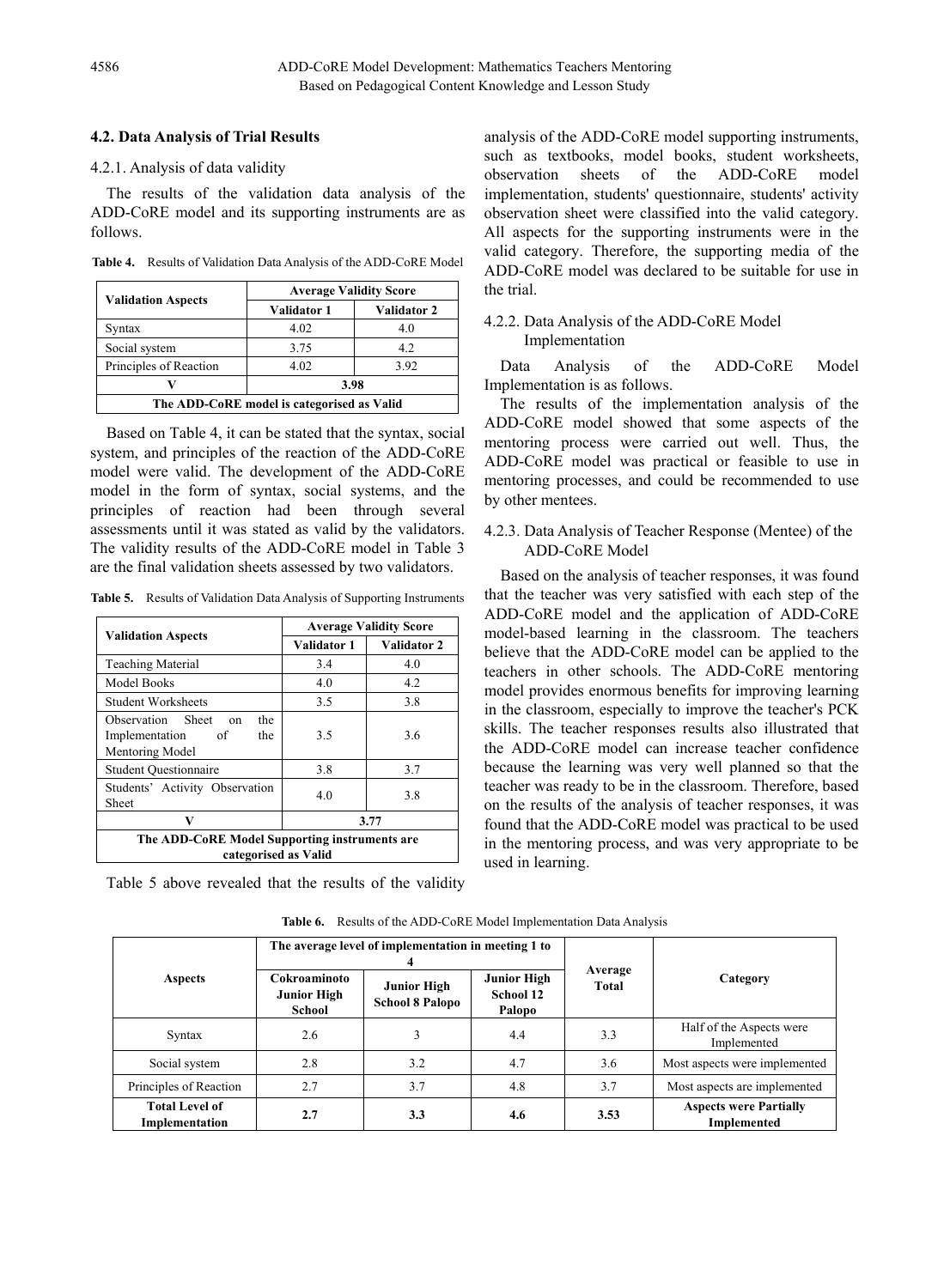### 4.2. Data Analysis of Trial Results

4.2.1. Analysis of data validity

The results of the validation data analysis of the ADD-CoRE model and its supporting instruments are as follows.

**Table 4.** Results of Validation Data Analysis of the ADD-CoRE Model

| Validation Aspects | Average Validity Score | |
|---|---|---|
| | Validator 1 | Validator 2 |
| Syntax | 4.02 | 4.0 |
| Social system | 3.75 | 4.2 |
| Principles of Reaction | 4.02 | 3.92 |
| **V** | **3.98** | |
| **The ADD-CoRE model is categorised as Valid** | | |

Based on Table 4, it can be stated that the syntax, social system, and principles of the reaction of the ADD-CoRE model were valid. The development of the ADD-CoRE model in the form of syntax, social systems, and the principles of reaction had been through several assessments until it was stated as valid by the validators. The validity results of the ADD-CoRE model in Table 3 are the final validation sheets assessed by two validators.

**Table 5.** Results of Validation Data Analysis of Supporting Instruments

| Validation Aspects | Average Validity Score | |
|---|---|---|
| | Validator 1 | Validator 2 |
| Teaching Material | 3.4 | 4.0 |
| Model Books | 4.0 | 4.2 |
| Student Worksheets | 3.5 | 3.8 |
| Observation Sheet on the Implementation of the Mentoring Model | 3.5 | 3.6 |
| Student Questionnaire | 3.8 | 3.7 |
| Students' Activity Observation Sheet | 4.0 | 3.8 |
| **V** | **3.77** | |
| **The ADD-CoRE Model Supporting instruments are categorised as Valid** | | |

Table 5 above revealed that the results of the validity analysis of the ADD-CoRE model supporting instruments, such as textbooks, model books, student worksheets, observation sheets of the ADD-CoRE model implementation, students' questionnaire, students' activity observation sheet were classified into the valid category. All aspects for the supporting instruments were in the valid category. Therefore, the supporting media of the ADD-CoRE model was declared to be suitable for use in the trial.

4.2.2. Data Analysis of the ADD-CoRE Model Implementation

Data Analysis of the ADD-CoRE Model Implementation is as follows.

The results of the implementation analysis of the ADD-CoRE model showed that some aspects of the mentoring process were carried out well. Thus, the ADD-CoRE model was practical or feasible to use in mentoring processes, and could be recommended to use by other mentees.

4.2.3. Data Analysis of Teacher Response (Mentee) of the ADD-CoRE Model

Based on the analysis of teacher responses, it was found that the teacher was very satisfied with each step of the ADD-CoRE model and the application of ADD-CoRE model-based learning in the classroom. The teachers believe that the ADD-CoRE model can be applied to the teachers in other schools. The ADD-CoRE mentoring model provides enormous benefits for improving learning in the classroom, especially to improve the teacher's PCK skills. The teacher responses results also illustrated that the ADD-CoRE model can increase teacher confidence because the learning was very well planned so that the teacher was ready to be in the classroom. Therefore, based on the results of the analysis of teacher responses, it was found that the ADD-CoRE model was practical to be used in the mentoring process, and was very appropriate to be used in learning.

**Table 6.** Results of the ADD-CoRE Model Implementation Data Analysis

| Aspects | The average level of implementation in meeting 1 to 4 | | | Average Total | Category |
|---|---|---|---|---|---|
| | Cokroaminoto Junior High School | Junior High School 8 Palopo | Junior High School 12 Palopo | | |
| Syntax | 2.6 | 3 | 4.4 | 3.3 | Half of the Aspects were Implemented |
| Social system | 2.8 | 3.2 | 4.7 | 3.6 | Most aspects were implemented |
| Principles of Reaction | 2.7 | 3.7 | 4.8 | 3.7 | Most aspects are implemented |
| **Total Level of Implementation** | **2.7** | **3.3** | **4.6** | **3.53** | **Aspects were Partially Implemented** |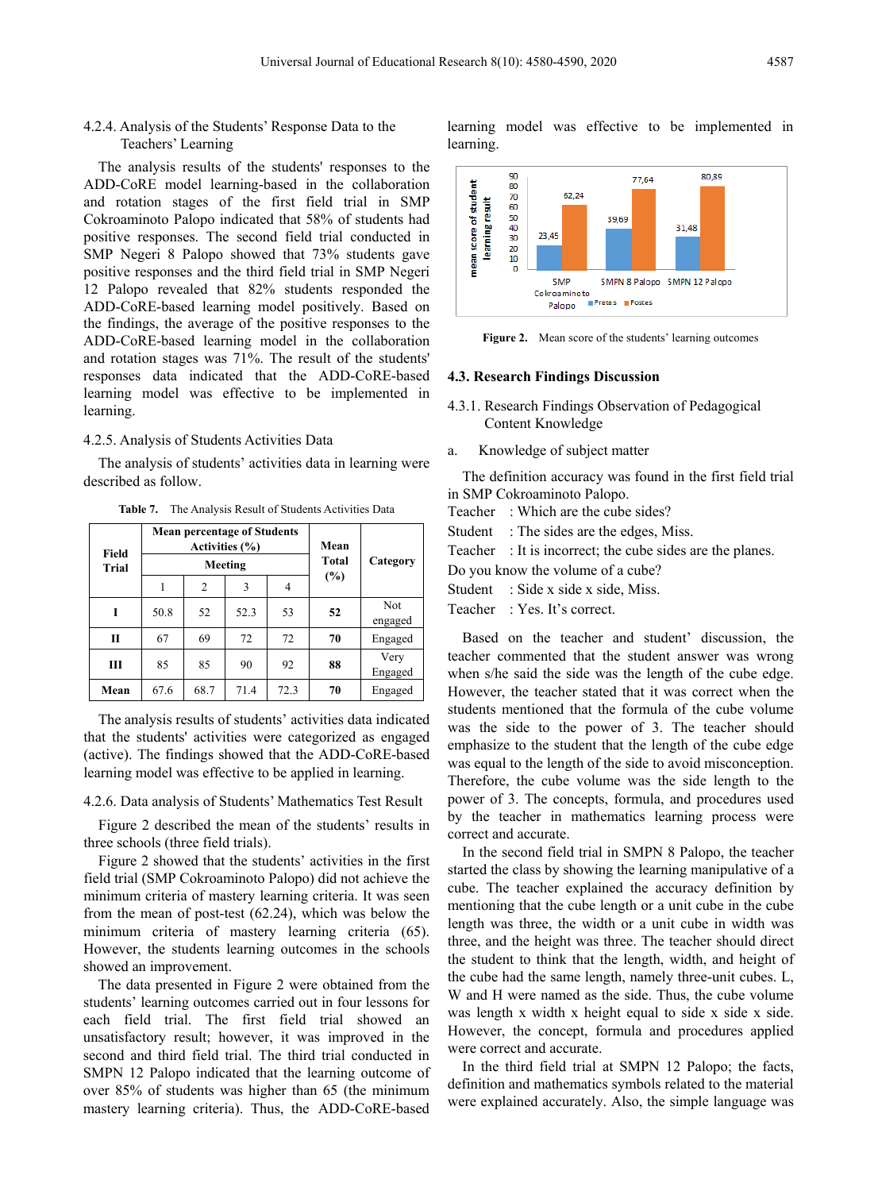4.2.4. Analysis of the Students' Response Data to the Teachers' Learning

The analysis results of the students' responses to the ADD-CoRE model learning-based in the collaboration and rotation stages of the first field trial in SMP Cokroaminoto Palopo indicated that 58% of students had positive responses. The second field trial conducted in SMP Negeri 8 Palopo showed that 73% students gave positive responses and the third field trial in SMP Negeri 12 Palopo revealed that 82% students responded the ADD-CoRE-based learning model positively. Based on the findings, the average of the positive responses to the ADD-CoRE-based learning model in the collaboration and rotation stages was 71%. The result of the students' responses data indicated that the ADD-CoRE-based learning model was effective to be implemented in learning.

4.2.5. Analysis of Students Activities Data

The analysis of students' activities data in learning were described as follow.

**Table 7.** The Analysis Result of Students Activities Data

| Field Trial | Mean percentage of Students Activities (%) Meeting | | | | Mean Total (%) | Category |
|---|---|---|---|---|---|---|
| | 1 | 2 | 3 | 4 | | |
| **I** | 50.8 | 52 | 52.3 | 53 | **52** | Not engaged |
| **II** | 67 | 69 | 72 | 72 | **70** | Engaged |
| **III** | 85 | 85 | 90 | 92 | **88** | Very Engaged |
| **Mean** | 67.6 | 68.7 | 71.4 | 72.3 | **70** | Engaged |

The analysis results of students' activities data indicated that the students' activities were categorized as engaged (active). The findings showed that the ADD-CoRE-based learning model was effective to be applied in learning.

4.2.6. Data analysis of Students' Mathematics Test Result

Figure 2 described the mean of the students' results in three schools (three field trials).

Figure 2 showed that the students' activities in the first field trial (SMP Cokroaminoto Palopo) did not achieve the minimum criteria of mastery learning criteria. It was seen from the mean of post-test (62.24), which was below the minimum criteria of mastery learning criteria (65). However, the students learning outcomes in the schools showed an improvement.

The data presented in Figure 2 were obtained from the students' learning outcomes carried out in four lessons for each field trial. The first field trial showed an unsatisfactory result; however, it was improved in the second and third field trial. The third trial conducted in SMPN 12 Palopo indicated that the learning outcome of over 85% of students was higher than 65 (the minimum mastery learning criteria). Thus, the ADD-CoRE-based learning model was effective to be implemented in learning.

**Figure 2.** Mean score of the students' learning outcomes

### 4.3. Research Findings Discussion

4.3.1. Research Findings Observation of Pedagogical Content Knowledge

a. Knowledge of subject matter

The definition accuracy was found in the first field trial in SMP Cokroaminoto Palopo.

Teacher : Which are the cube sides?
Student : The sides are the edges, Miss.
Teacher : It is incorrect; the cube sides are the planes. Do you know the volume of a cube?
Student : Side x side x side, Miss.
Teacher : Yes. It's correct.

Based on the teacher and student' discussion, the teacher commented that the student answer was wrong when s/he said the side was the length of the cube edge. However, the teacher stated that it was correct when the students mentioned that the formula of the cube volume was the side to the power of 3. The teacher should emphasize to the student that the length of the cube edge was equal to the length of the side to avoid misconception. Therefore, the cube volume was the side length to the power of 3. The concepts, formula, and procedures used by the teacher in mathematics learning process were correct and accurate.

In the second field trial in SMPN 8 Palopo, the teacher started the class by showing the learning manipulative of a cube. The teacher explained the accuracy definition by mentioning that the cube length or a unit cube in the cube length was three, the width or a unit cube in width was three, and the height was three. The teacher should direct the student to think that the length, width, and height of the cube had the same length, namely three-unit cubes. L, W and H were named as the side. Thus, the cube volume was length x width x height equal to side x side x side. However, the concept, formula and procedures applied were correct and accurate.

In the third field trial at SMPN 12 Palopo; the facts, definition and mathematics symbols related to the material were explained accurately. Also, the simple language was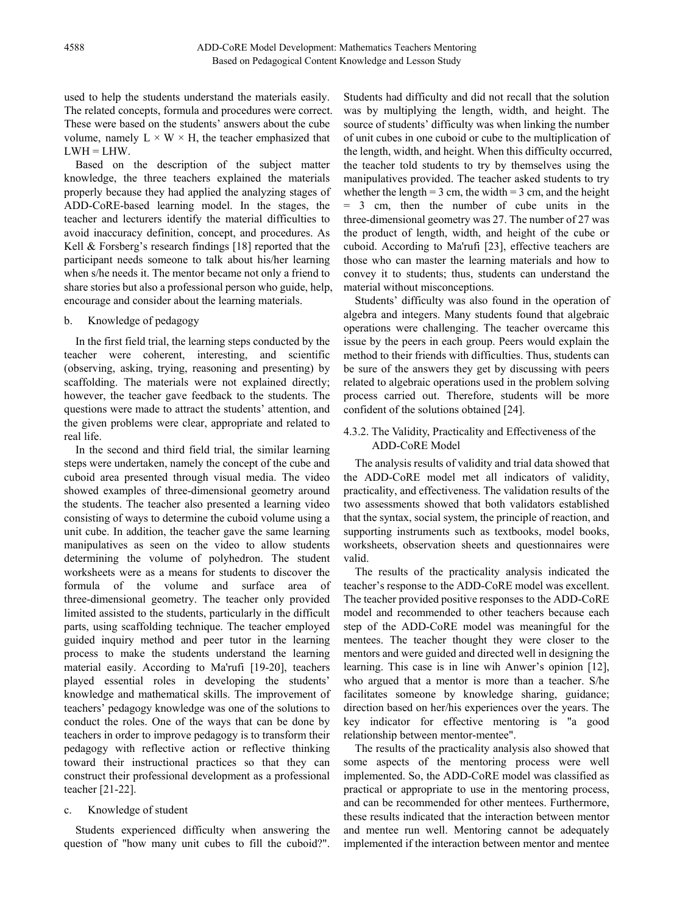used to help the students understand the materials easily. The related concepts, formula and procedures were correct. These were based on the students' answers about the cube volume, namely $L \times W \times H$, the teacher emphasized that $LWH = LHW$.

Based on the description of the subject matter knowledge, the three teachers explained the materials properly because they had applied the analyzing stages of ADD-CoRE-based learning model. In the stages, the teacher and lecturers identify the material difficulties to avoid inaccuracy definition, concept, and procedures. As Kell & Forsberg's research findings [18] reported that the participant needs someone to talk about his/her learning when s/he needs it. The mentor became not only a friend to share stories but also a professional person who guide, help, encourage and consider about the learning materials.

b. Knowledge of pedagogy

In the first field trial, the learning steps conducted by the teacher were coherent, interesting, and scientific (observing, asking, trying, reasoning and presenting) by scaffolding. The materials were not explained directly; however, the teacher gave feedback to the students. The questions were made to attract the students' attention, and the given problems were clear, appropriate and related to real life.

In the second and third field trial, the similar learning steps were undertaken, namely the concept of the cube and cuboid area presented through visual media. The video showed examples of three-dimensional geometry around the students. The teacher also presented a learning video consisting of ways to determine the cuboid volume using a unit cube. In addition, the teacher gave the same learning manipulatives as seen on the video to allow students determining the volume of polyhedron. The student worksheets were as a means for students to discover the formula of the volume and surface area of three-dimensional geometry. The teacher only provided limited assisted to the students, particularly in the difficult parts, using scaffolding technique. The teacher employed guided inquiry method and peer tutor in the learning process to make the students understand the learning material easily. According to Ma'rufi [19-20], teachers played essential roles in developing the students' knowledge and mathematical skills. The improvement of teachers' pedagogy knowledge was one of the solutions to conduct the roles. One of the ways that can be done by teachers in order to improve pedagogy is to transform their pedagogy with reflective action or reflective thinking toward their instructional practices so that they can construct their professional development as a professional teacher [21-22].

c. Knowledge of student

Students experienced difficulty when answering the question of "how many unit cubes to fill the cuboid?". Students had difficulty and did not recall that the solution was by multiplying the length, width, and height. The source of students' difficulty was when linking the number of unit cubes in one cuboid or cube to the multiplication of the length, width, and height. When this difficulty occurred, the teacher told students to try by themselves using the manipulatives provided. The teacher asked students to try whether the length = 3 cm, the width = 3 cm, and the height = 3 cm, then the number of cube units in the three-dimensional geometry was 27. The number of 27 was the product of length, width, and height of the cube or cuboid. According to Ma'rufi [23], effective teachers are those who can master the learning materials and how to convey it to students; thus, students can understand the material without misconceptions.

Students' difficulty was also found in the operation of algebra and integers. Many students found that algebraic operations were challenging. The teacher overcame this issue by the peers in each group. Peers would explain the method to their friends with difficulties. Thus, students can be sure of the answers they get by discussing with peers related to algebraic operations used in the problem solving process carried out. Therefore, students will be more confident of the solutions obtained [24].

#### 4.3.2. The Validity, Practicality and Effectiveness of the ADD-CoRE Model

The analysis results of validity and trial data showed that the ADD-CoRE model met all indicators of validity, practicality, and effectiveness. The validation results of the two assessments showed that both validators established that the syntax, social system, the principle of reaction, and supporting instruments such as textbooks, model books, worksheets, observation sheets and questionnaires were valid.

The results of the practicality analysis indicated the teacher's response to the ADD-CoRE model was excellent. The teacher provided positive responses to the ADD-CoRE model and recommended to other teachers because each step of the ADD-CoRE model was meaningful for the mentees. The teacher thought they were closer to the mentors and were guided and directed well in designing the learning. This case is in line wih Anwer's opinion [12], who argued that a mentor is more than a teacher. S/he facilitates someone by knowledge sharing, guidance; direction based on her/his experiences over the years. The key indicator for effective mentoring is "a good relationship between mentor-mentee".

The results of the practicality analysis also showed that some aspects of the mentoring process were well implemented. So, the ADD-CoRE model was classified as practical or appropriate to use in the mentoring process, and can be recommended for other mentees. Furthermore, these results indicated that the interaction between mentor and mentee run well. Mentoring cannot be adequately implemented if the interaction between mentor and mentee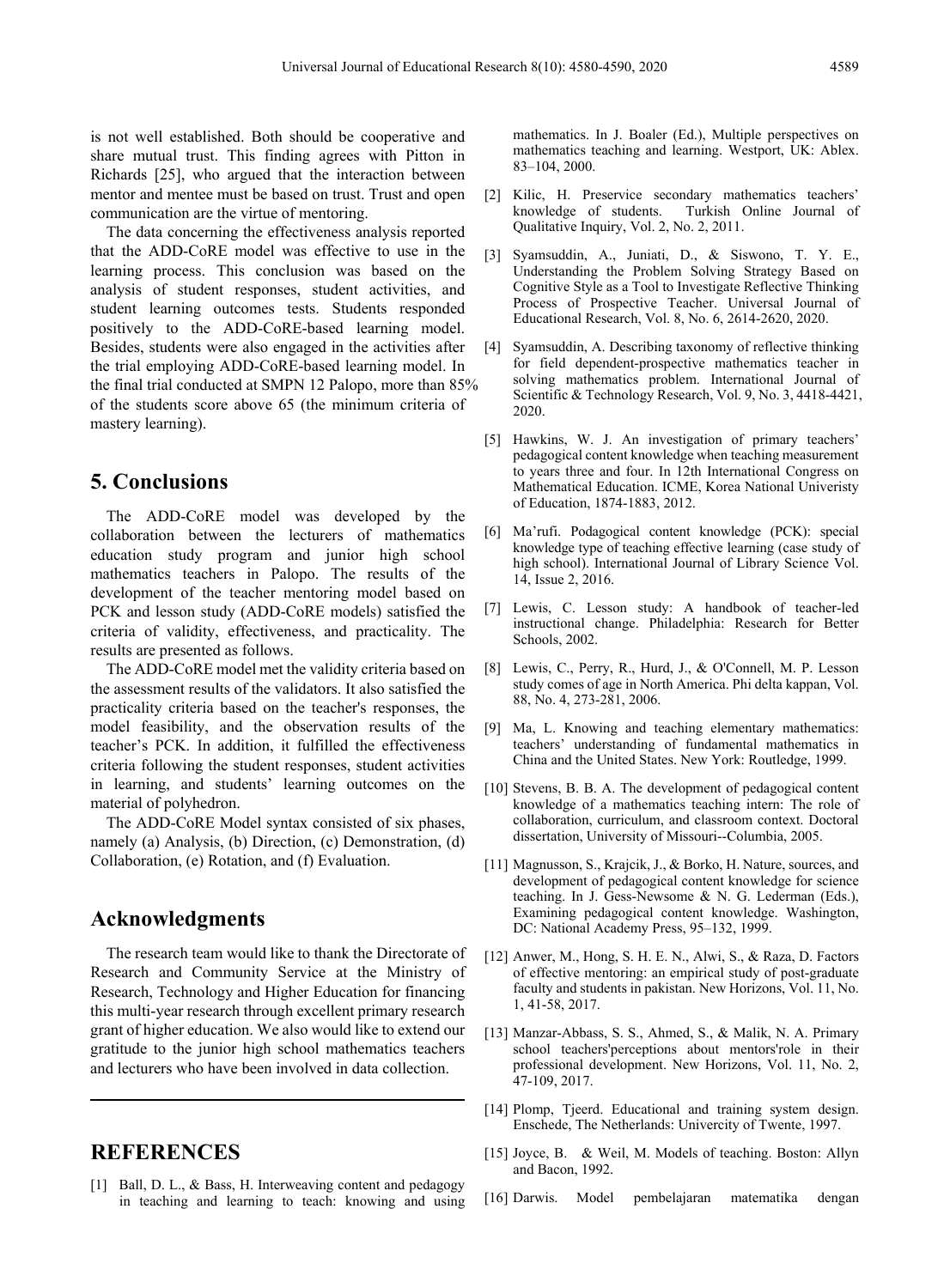is not well established. Both should be cooperative and share mutual trust. This finding agrees with Pitton in Richards [25], who argued that the interaction between mentor and mentee must be based on trust. Trust and open communication are the virtue of mentoring.

The data concerning the effectiveness analysis reported that the ADD-CoRE model was effective to use in the learning process. This conclusion was based on the analysis of student responses, student activities, and student learning outcomes tests. Students responded positively to the ADD-CoRE-based learning model. Besides, students were also engaged in the activities after the trial employing ADD-CoRE-based learning model. In the final trial conducted at SMPN 12 Palopo, more than 85% of the students score above 65 (the minimum criteria of mastery learning).

# 5. Conclusions

The ADD-CoRE model was developed by the collaboration between the lecturers of mathematics education study program and junior high school mathematics teachers in Palopo. The results of the development of the teacher mentoring model based on PCK and lesson study (ADD-CoRE models) satisfied the criteria of validity, effectiveness, and practicality. The results are presented as follows.

The ADD-CoRE model met the validity criteria based on the assessment results of the validators. It also satisfied the practicality criteria based on the teacher's responses, the model feasibility, and the observation results of the teacher's PCK. In addition, it fulfilled the effectiveness criteria following the student responses, student activities in learning, and students' learning outcomes on the material of polyhedron.

The ADD-CoRE Model syntax consisted of six phases, namely (a) Analysis, (b) Direction, (c) Demonstration, (d) Collaboration, (e) Rotation, and (f) Evaluation.

# Acknowledgments

The research team would like to thank the Directorate of Research and Community Service at the Ministry of Research, Technology and Higher Education for financing this multi-year research through excellent primary research grant of higher education. We also would like to extend our gratitude to the junior high school mathematics teachers and lecturers who have been involved in data collection.

# REFERENCES

[1] Ball, D. L., & Bass, H. Interweaving content and pedagogy in teaching and learning to teach: knowing and using mathematics. In J. Boaler (Ed.), Multiple perspectives on mathematics teaching and learning. Westport, UK: Ablex. 83–104, 2000.

[2] Kilic, H. Preservice secondary mathematics teachers' knowledge of students. Turkish Online Journal of Qualitative Inquiry, Vol. 2, No. 2, 2011.

[3] Syamsuddin, A., Juniati, D., & Siswono, T. Y. E., Understanding the Problem Solving Strategy Based on Cognitive Style as a Tool to Investigate Reflective Thinking Process of Prospective Teacher. Universal Journal of Educational Research, Vol. 8, No. 6, 2614-2620, 2020.

[4] Syamsuddin, A. Describing taxonomy of reflective thinking for field dependent-prospective mathematics teacher in solving mathematics problem. International Journal of Scientific & Technology Research, Vol. 9, No. 3, 4418-4421, 2020.

[5] Hawkins, W. J. An investigation of primary teachers' pedagogical content knowledge when teaching measurement to years three and four. In 12th International Congress on Mathematical Education. ICME, Korea National Univeristy of Education, 1874-1883, 2012.

[6] Ma'rufi. Podagogical content knowledge (PCK): special knowledge type of teaching effective learning (case study of high school). International Journal of Library Science Vol. 14, Issue 2, 2016.

[7] Lewis, C. Lesson study: A handbook of teacher-led instructional change. Philadelphia: Research for Better Schools, 2002.

[8] Lewis, C., Perry, R., Hurd, J., & O'Connell, M. P. Lesson study comes of age in North America. Phi delta kappan, Vol. 88, No. 4, 273-281, 2006.

[9] Ma, L. Knowing and teaching elementary mathematics: teachers' understanding of fundamental mathematics in China and the United States. New York: Routledge, 1999.

[10] Stevens, B. B. A. The development of pedagogical content knowledge of a mathematics teaching intern: The role of collaboration, curriculum, and classroom context. Doctoral dissertation, University of Missouri--Columbia, 2005.

[11] Magnusson, S., Krajcik, J., & Borko, H. Nature, sources, and development of pedagogical content knowledge for science teaching. In J. Gess-Newsome & N. G. Lederman (Eds.), Examining pedagogical content knowledge. Washington, DC: National Academy Press, 95–132, 1999.

[12] Anwer, M., Hong, S. H. E. N., Alwi, S., & Raza, D. Factors of effective mentoring: an empirical study of post-graduate faculty and students in pakistan. New Horizons, Vol. 11, No. 1, 41-58, 2017.

[13] Manzar-Abbass, S. S., Ahmed, S., & Malik, N. A. Primary school teachers'perceptions about mentors'role in their professional development. New Horizons, Vol. 11, No. 2, 47-109, 2017.

[14] Plomp, Tjeerd. Educational and training system design. Enschede, The Netherlands: Univercity of Twente, 1997.

[15] Joyce, B. & Weil, M. Models of teaching. Boston: Allyn and Bacon, 1992.

[16] Darwis. Model pembelajaran matematika dengan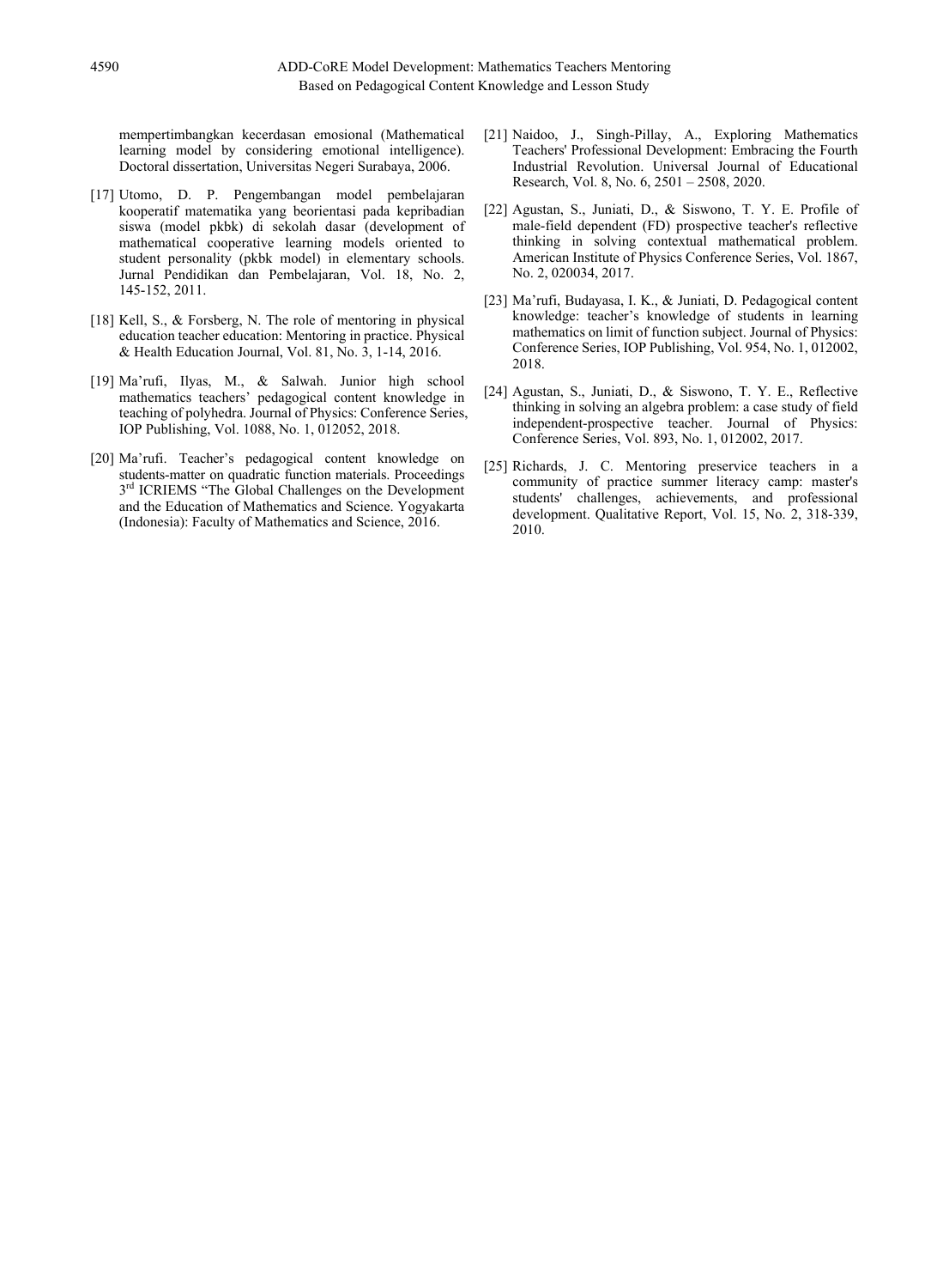mempertimbangkan kecerdasan emosional (Mathematical learning model by considering emotional intelligence). Doctoral dissertation, Universitas Negeri Surabaya, 2006.

[17] Utomo, D. P. Pengembangan model pembelajaran kooperatif matematika yang beorientasi pada kepribadian siswa (model pkbk) di sekolah dasar (development of mathematical cooperative learning models oriented to student personality (pkbk model) in elementary schools. Jurnal Pendidikan dan Pembelajaran, Vol. 18, No. 2, 145-152, 2011.

[18] Kell, S., & Forsberg, N. The role of mentoring in physical education teacher education: Mentoring in practice. Physical & Health Education Journal, Vol. 81, No. 3, 1-14, 2016.

[19] Ma'rufi, Ilyas, M., & Salwah. Junior high school mathematics teachers' pedagogical content knowledge in teaching of polyhedra. Journal of Physics: Conference Series, IOP Publishing, Vol. 1088, No. 1, 012052, 2018.

[20] Ma'rufi. Teacher's pedagogical content knowledge on students-matter on quadratic function materials. Proceedings 3rd ICRIEMS "The Global Challenges on the Development and the Education of Mathematics and Science. Yogyakarta (Indonesia): Faculty of Mathematics and Science, 2016.

[21] Naidoo, J., Singh-Pillay, A., Exploring Mathematics Teachers' Professional Development: Embracing the Fourth Industrial Revolution. Universal Journal of Educational Research, Vol. 8, No. 6, 2501 – 2508, 2020.

[22] Agustan, S., Juniati, D., & Siswono, T. Y. E. Profile of male-field dependent (FD) prospective teacher's reflective thinking in solving contextual mathematical problem. American Institute of Physics Conference Series, Vol. 1867, No. 2, 020034, 2017.

[23] Ma'rufi, Budayasa, I. K., & Juniati, D. Pedagogical content knowledge: teacher's knowledge of students in learning mathematics on limit of function subject. Journal of Physics: Conference Series, IOP Publishing, Vol. 954, No. 1, 012002, 2018.

[24] Agustan, S., Juniati, D., & Siswono, T. Y. E., Reflective thinking in solving an algebra problem: a case study of field independent-prospective teacher. Journal of Physics: Conference Series, Vol. 893, No. 1, 012002, 2017.

[25] Richards, J. C. Mentoring preservice teachers in a community of practice summer literacy camp: master's students' challenges, achievements, and professional development. Qualitative Report, Vol. 15, No. 2, 318-339, 2010.